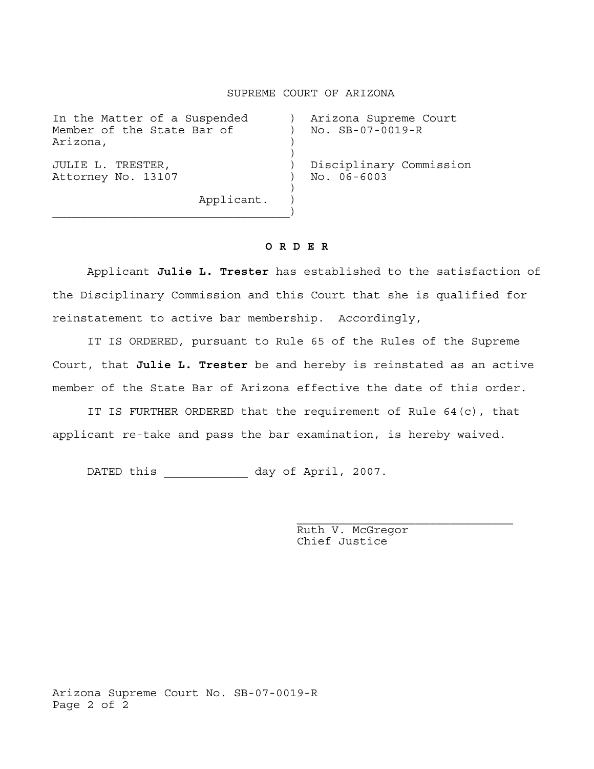SUPREME COURT OF ARIZONA

| In the Matter of a Suspended Member of the State Bar of Arizona, | Arizona Supreme Court No. SB-07-0019-R |
|---|---|
| JULIE L. TRESTER, Attorney No. 13107 | Disciplinary Commission No. 06-6003 |
| Applicant. | |

**O R D E R**

Applicant **Julie L. Trester** has established to the satisfaction of the Disciplinary Commission and this Court that she is qualified for reinstatement to active bar membership. Accordingly,

IT IS ORDERED, pursuant to Rule 65 of the Rules of the Supreme Court, that **Julie L. Trester** be and hereby is reinstated as an active member of the State Bar of Arizona effective the date of this order.

IT IS FURTHER ORDERED that the requirement of Rule 64(c), that applicant re-take and pass the bar examination, is hereby waived.

DATED this ___________ day of April, 2007.

_____________________________
Ruth V. McGregor
Chief Justice

Arizona Supreme Court No. SB-07-0019-R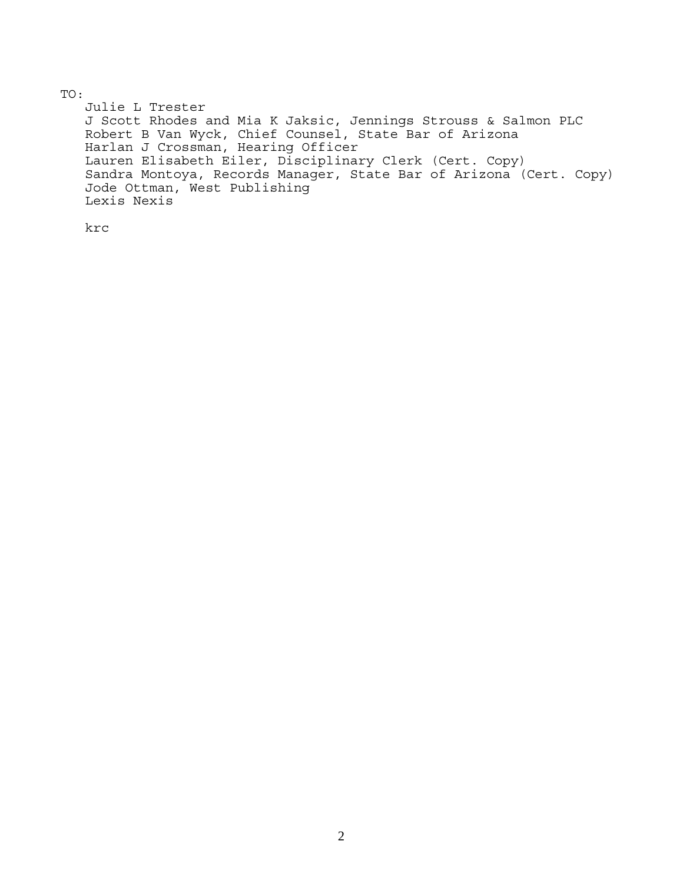TO:

Julie L Trester
J Scott Rhodes and Mia K Jaksic, Jennings Strouss & Salmon PLC
Robert B Van Wyck, Chief Counsel, State Bar of Arizona
Harlan J Crossman, Hearing Officer
Lauren Elisabeth Eiler, Disciplinary Clerk (Cert. Copy)
Sandra Montoya, Records Manager, State Bar of Arizona (Cert. Copy)
Jode Ottman, West Publishing
Lexis Nexis

krc